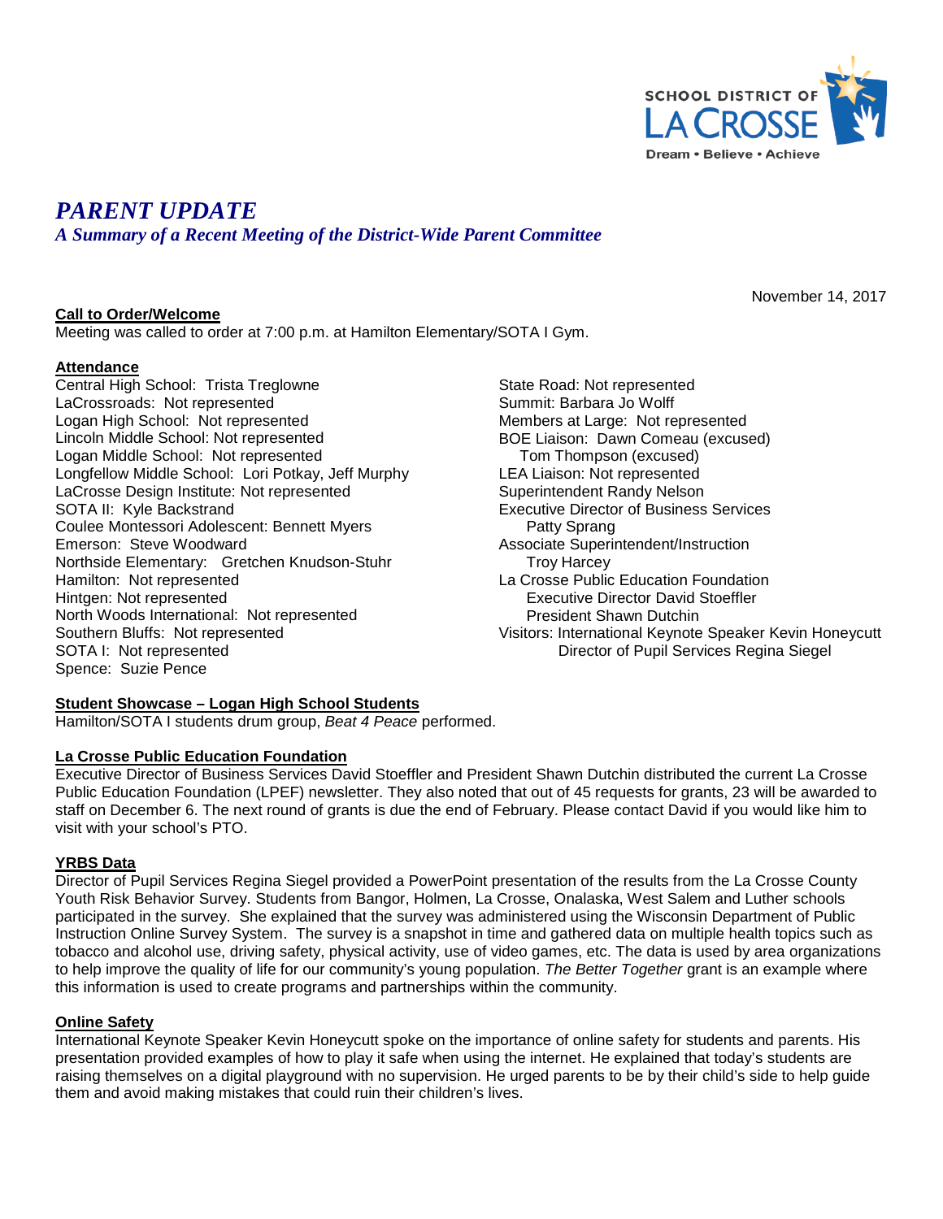SCHOOL DISTRICT OF LA CROSSE
Dream • Believe • Achieve

# *PARENT UPDATE*

***A Summary of a Recent Meeting of the District-Wide Parent Committee***

November 14, 2017

**Call to Order/Welcome**

Meeting was called to order at 7:00 p.m. at Hamilton Elementary/SOTA I Gym.

**Attendance**

Central High School: Trista Treglowne
LaCrossroads: Not represented
Logan High School: Not represented
Lincoln Middle School: Not represented
Logan Middle School: Not represented
Longfellow Middle School: Lori Potkay, Jeff Murphy
LaCrosse Design Institute: Not represented
SOTA II: Kyle Backstrand
Coulee Montessori Adolescent: Bennett Myers
Emerson: Steve Woodward
Northside Elementary: Gretchen Knudson-Stuhr
Hamilton: Not represented
Hintgen: Not represented
North Woods International: Not represented
Southern Bluffs: Not represented
SOTA I: Not represented
Spence: Suzie Pence
State Road: Not represented
Summit: Barbara Jo Wolff
Members at Large: Not represented
BOE Liaison: Dawn Comeau (excused)
Tom Thompson (excused)
LEA Liaison: Not represented
Superintendent Randy Nelson
Executive Director of Business Services
Patty Sprang
Associate Superintendent/Instruction
Troy Harcey
La Crosse Public Education Foundation
Executive Director David Stoeffler
President Shawn Dutchin
Visitors: International Keynote Speaker Kevin Honeycutt
Director of Pupil Services Regina Siegel

**Student Showcase – Logan High School Students**

Hamilton/SOTA I students drum group, *Beat 4 Peace* performed.

**La Crosse Public Education Foundation**

Executive Director of Business Services David Stoeffler and President Shawn Dutchin distributed the current La Crosse Public Education Foundation (LPEF) newsletter. They also noted that out of 45 requests for grants, 23 will be awarded to staff on December 6. The next round of grants is due the end of February. Please contact David if you would like him to visit with your school's PTO.

**YRBS Data**

Director of Pupil Services Regina Siegel provided a PowerPoint presentation of the results from the La Crosse County Youth Risk Behavior Survey. Students from Bangor, Holmen, La Crosse, Onalaska, West Salem and Luther schools participated in the survey. She explained that the survey was administered using the Wisconsin Department of Public Instruction Online Survey System. The survey is a snapshot in time and gathered data on multiple health topics such as tobacco and alcohol use, driving safety, physical activity, use of video games, etc. The data is used by area organizations to help improve the quality of life for our community's young population. *The Better Together* grant is an example where this information is used to create programs and partnerships within the community.

**Online Safety**

International Keynote Speaker Kevin Honeycutt spoke on the importance of online safety for students and parents. His presentation provided examples of how to play it safe when using the internet. He explained that today's students are raising themselves on a digital playground with no supervision. He urged parents to be by their child's side to help guide them and avoid making mistakes that could ruin their children's lives.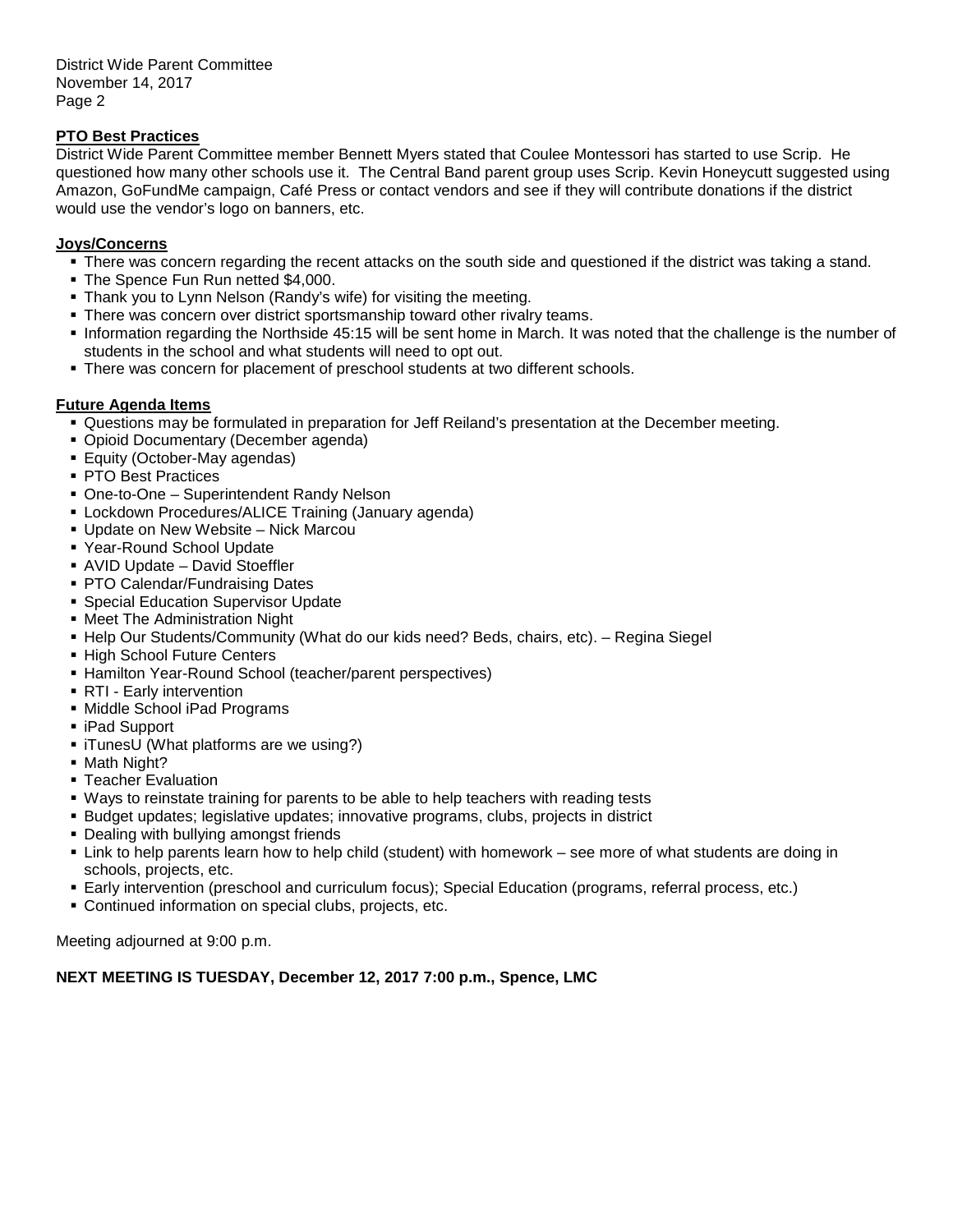**PTO Best Practices**

District Wide Parent Committee member Bennett Myers stated that Coulee Montessori has started to use Scrip. He questioned how many other schools use it. The Central Band parent group uses Scrip. Kevin Honeycutt suggested using Amazon, GoFundMe campaign, Café Press or contact vendors and see if they will contribute donations if the district would use the vendor's logo on banners, etc.

**Joys/Concerns**

- There was concern regarding the recent attacks on the south side and questioned if the district was taking a stand.
- The Spence Fun Run netted $4,000.
- Thank you to Lynn Nelson (Randy's wife) for visiting the meeting.
- There was concern over district sportsmanship toward other rivalry teams.
- Information regarding the Northside 45:15 will be sent home in March. It was noted that the challenge is the number of students in the school and what students will need to opt out.
- There was concern for placement of preschool students at two different schools.

**Future Agenda Items**

- Questions may be formulated in preparation for Jeff Reiland's presentation at the December meeting.
- Opioid Documentary (December agenda)
- Equity (October-May agendas)
- PTO Best Practices
- One-to-One – Superintendent Randy Nelson
- Lockdown Procedures/ALICE Training (January agenda)
- Update on New Website – Nick Marcou
- Year-Round School Update
- AVID Update – David Stoeffler
- PTO Calendar/Fundraising Dates
- Special Education Supervisor Update
- Meet The Administration Night
- Help Our Students/Community (What do our kids need? Beds, chairs, etc). – Regina Siegel
- High School Future Centers
- Hamilton Year-Round School (teacher/parent perspectives)
- RTI - Early intervention
- Middle School iPad Programs
- iPad Support
- iTunesU (What platforms are we using?)
- Math Night?
- Teacher Evaluation
- Ways to reinstate training for parents to be able to help teachers with reading tests
- Budget updates; legislative updates; innovative programs, clubs, projects in district
- Dealing with bullying amongst friends
- Link to help parents learn how to help child (student) with homework – see more of what students are doing in schools, projects, etc.
- Early intervention (preschool and curriculum focus); Special Education (programs, referral process, etc.)
- Continued information on special clubs, projects, etc.

Meeting adjourned at 9:00 p.m.

**NEXT MEETING IS TUESDAY, December 12, 2017 7:00 p.m., Spence, LMC**